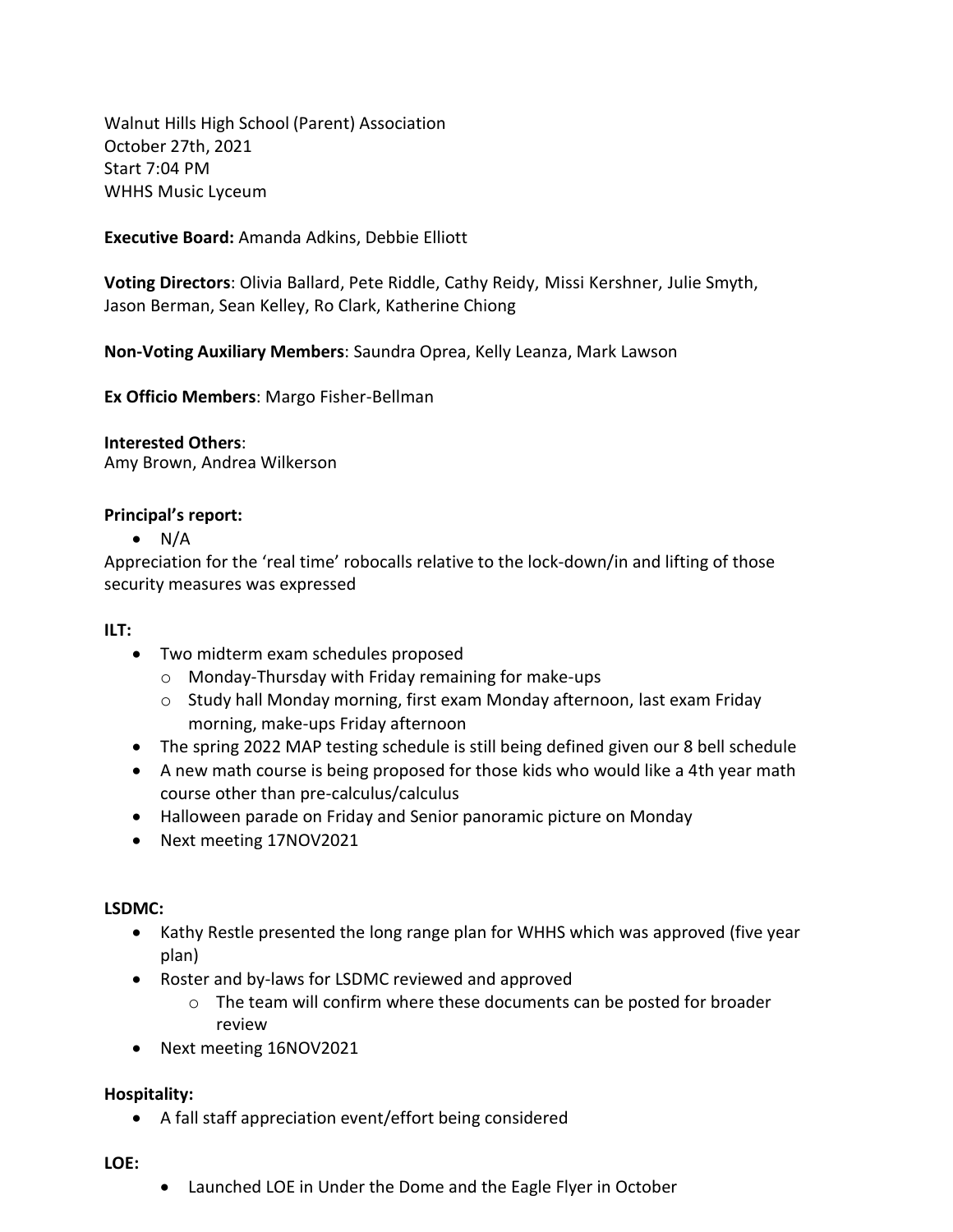Walnut Hills High School (Parent) Association
October 27th, 2021
Start 7:04 PM
WHHS Music Lyceum

**Executive Board:** Amanda Adkins, Debbie Elliott

**Voting Directors**: Olivia Ballard, Pete Riddle, Cathy Reidy, Missi Kershner, Julie Smyth, Jason Berman, Sean Kelley, Ro Clark, Katherine Chiong

**Non-Voting Auxiliary Members**: Saundra Oprea, Kelly Leanza, Mark Lawson

**Ex Officio Members**: Margo Fisher-Bellman

**Interested Others**:
Amy Brown, Andrea Wilkerson

**Principal's report:**

- N/A

Appreciation for the 'real time' robocalls relative to the lock-down/in and lifting of those security measures was expressed

**ILT:**

- Two midterm exam schedules proposed
  - Monday-Thursday with Friday remaining for make-ups
  - Study hall Monday morning, first exam Monday afternoon, last exam Friday morning, make-ups Friday afternoon
- The spring 2022 MAP testing schedule is still being defined given our 8 bell schedule
- A new math course is being proposed for those kids who would like a 4th year math course other than pre-calculus/calculus
- Halloween parade on Friday and Senior panoramic picture on Monday
- Next meeting 17NOV2021

**LSDMC:**

- Kathy Restle presented the long range plan for WHHS which was approved (five year plan)
- Roster and by-laws for LSDMC reviewed and approved
  - The team will confirm where these documents can be posted for broader review
- Next meeting 16NOV2021

**Hospitality:**

- A fall staff appreciation event/effort being considered

**LOE:**

- Launched LOE in Under the Dome and the Eagle Flyer in October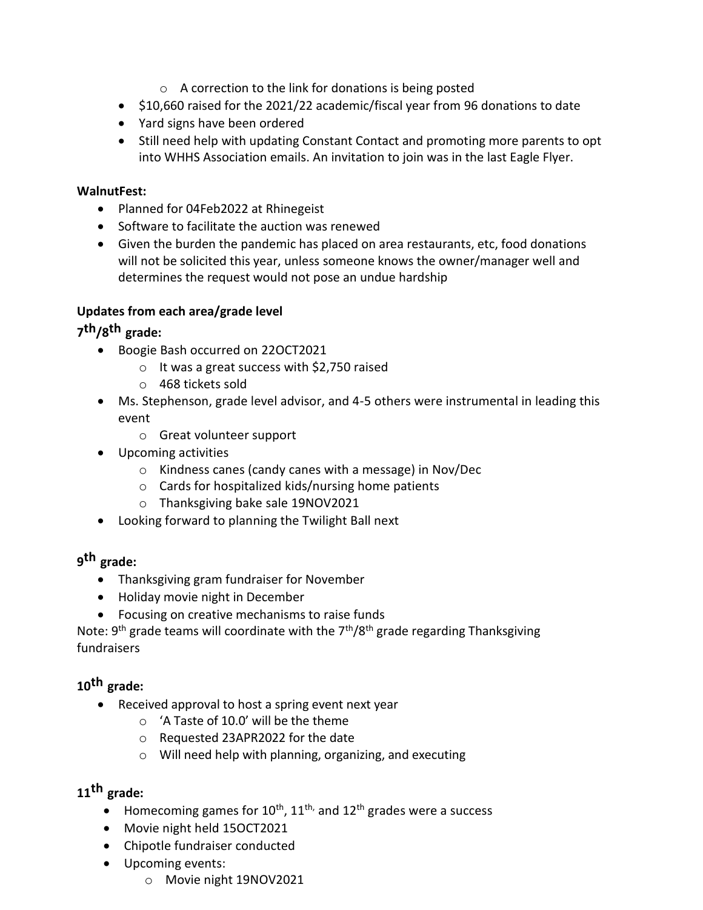- A correction to the link for donations is being posted
- $10,660 raised for the 2021/22 academic/fiscal year from 96 donations to date
- Yard signs have been ordered
- Still need help with updating Constant Contact and promoting more parents to opt into WHHS Association emails. An invitation to join was in the last Eagle Flyer.

**WalnutFest:**

- Planned for 04Feb2022 at Rhinegeist
- Software to facilitate the auction was renewed
- Given the burden the pandemic has placed on area restaurants, etc, food donations will not be solicited this year, unless someone knows the owner/manager well and determines the request would not pose an undue hardship

**Updates from each area/grade level**

**7th/8th grade:**

- Boogie Bash occurred on 22OCT2021
  - It was a great success with $2,750 raised
  - 468 tickets sold
- Ms. Stephenson, grade level advisor, and 4-5 others were instrumental in leading this event
  - Great volunteer support
- Upcoming activities
  - Kindness canes (candy canes with a message) in Nov/Dec
  - Cards for hospitalized kids/nursing home patients
  - Thanksgiving bake sale 19NOV2021
- Looking forward to planning the Twilight Ball next

**9th grade:**

- Thanksgiving gram fundraiser for November
- Holiday movie night in December
- Focusing on creative mechanisms to raise funds

Note: 9th grade teams will coordinate with the 7th/8th grade regarding Thanksgiving fundraisers

**10th grade:**

- Received approval to host a spring event next year
  - 'A Taste of 10.0' will be the theme
  - Requested 23APR2022 for the date
  - Will need help with planning, organizing, and executing

**11th grade:**

- Homecoming games for 10th, 11th, and 12th grades were a success
- Movie night held 15OCT2021
- Chipotle fundraiser conducted
- Upcoming events:
  - Movie night 19NOV2021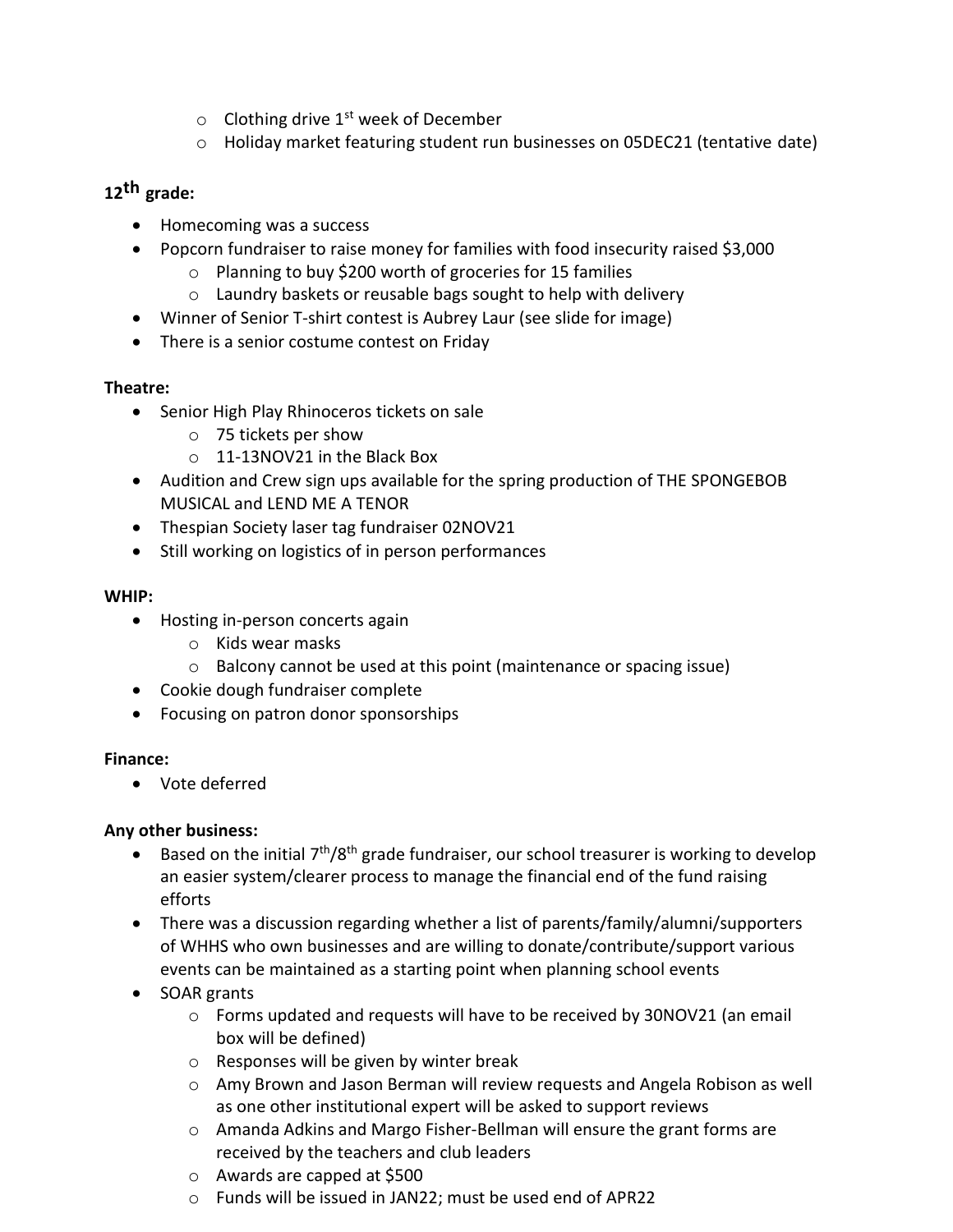- Clothing drive 1st week of December
  - Holiday market featuring student run businesses on 05DEC21 (tentative date)

**12th grade:**

- Homecoming was a success
- Popcorn fundraiser to raise money for families with food insecurity raised $3,000
  - Planning to buy $200 worth of groceries for 15 families
  - Laundry baskets or reusable bags sought to help with delivery
- Winner of Senior T-shirt contest is Aubrey Laur (see slide for image)
- There is a senior costume contest on Friday

**Theatre:**

- Senior High Play Rhinoceros tickets on sale
  - 75 tickets per show
  - 11-13NOV21 in the Black Box
- Audition and Crew sign ups available for the spring production of THE SPONGEBOB MUSICAL and LEND ME A TENOR
- Thespian Society laser tag fundraiser 02NOV21
- Still working on logistics of in person performances

**WHIP:**

- Hosting in-person concerts again
  - Kids wear masks
  - Balcony cannot be used at this point (maintenance or spacing issue)
- Cookie dough fundraiser complete
- Focusing on patron donor sponsorships

**Finance:**

- Vote deferred

**Any other business:**

- Based on the initial 7th/8th grade fundraiser, our school treasurer is working to develop an easier system/clearer process to manage the financial end of the fund raising efforts
- There was a discussion regarding whether a list of parents/family/alumni/supporters of WHHS who own businesses and are willing to donate/contribute/support various events can be maintained as a starting point when planning school events
- SOAR grants
  - Forms updated and requests will have to be received by 30NOV21 (an email box will be defined)
  - Responses will be given by winter break
  - Amy Brown and Jason Berman will review requests and Angela Robison as well as one other institutional expert will be asked to support reviews
  - Amanda Adkins and Margo Fisher-Bellman will ensure the grant forms are received by the teachers and club leaders
  - Awards are capped at $500
  - Funds will be issued in JAN22; must be used end of APR22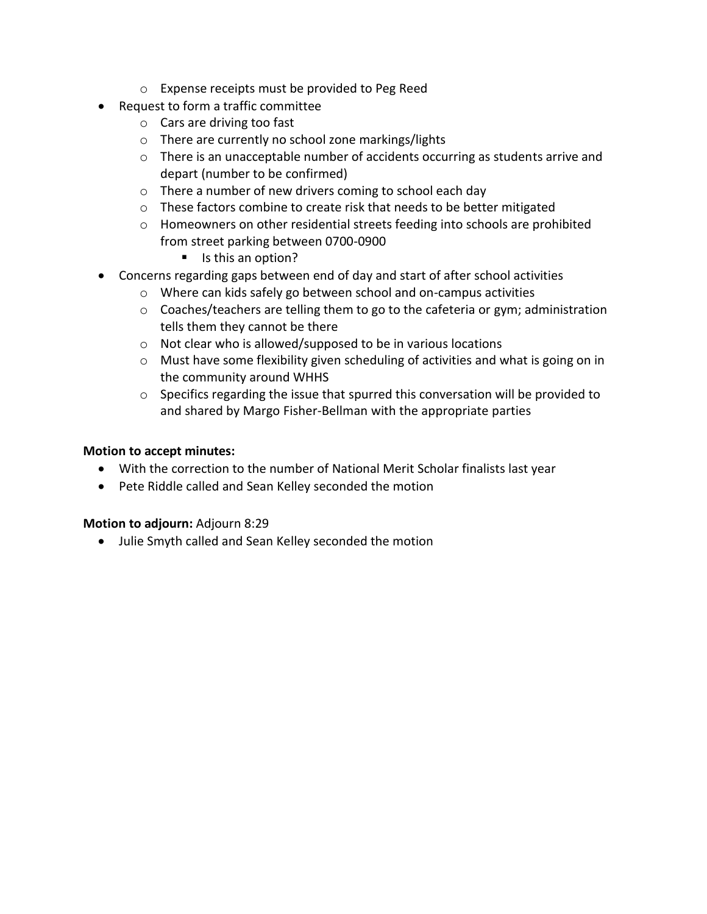- Expense receipts must be provided to Peg Reed
- Request to form a traffic committee
  - Cars are driving too fast
  - There are currently no school zone markings/lights
  - There is an unacceptable number of accidents occurring as students arrive and depart (number to be confirmed)
  - There a number of new drivers coming to school each day
  - These factors combine to create risk that needs to be better mitigated
  - Homeowners on other residential streets feeding into schools are prohibited from street parking between 0700-0900
    - Is this an option?
- Concerns regarding gaps between end of day and start of after school activities
  - Where can kids safely go between school and on-campus activities
  - Coaches/teachers are telling them to go to the cafeteria or gym; administration tells them they cannot be there
  - Not clear who is allowed/supposed to be in various locations
  - Must have some flexibility given scheduling of activities and what is going on in the community around WHHS
  - Specifics regarding the issue that spurred this conversation will be provided to and shared by Margo Fisher-Bellman with the appropriate parties

**Motion to accept minutes:**

- With the correction to the number of National Merit Scholar finalists last year
- Pete Riddle called and Sean Kelley seconded the motion

**Motion to adjourn:** Adjourn 8:29

- Julie Smyth called and Sean Kelley seconded the motion